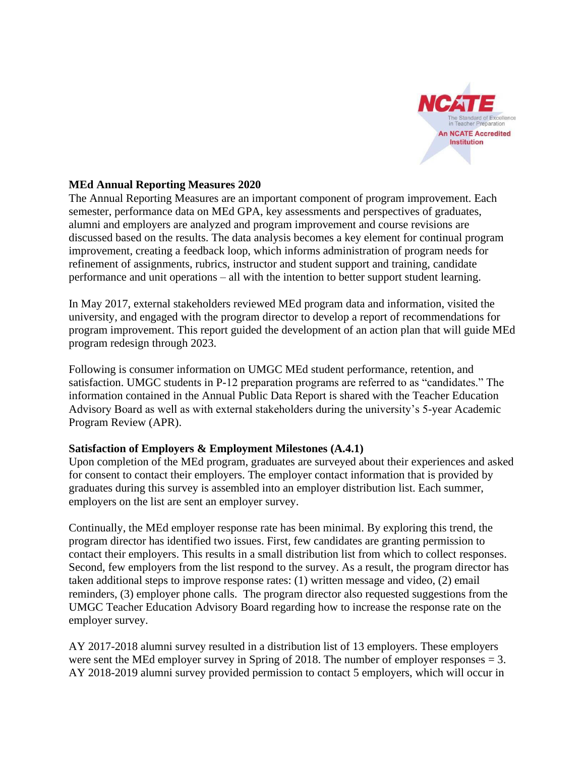## MEd Annual Reporting Measures 2020

The Annual Reporting Measures are an important component of program improvement. Each semester, performance data on MEd GPA, key assessments and perspectives of graduates, alumni and employers are analyzed and program improvement and course revisions are discussed based on the results. The data analysis becomes a key element for continual program improvement, creating a feedback loop, which informs administration of program needs for refinement of assignments, rubrics, instructor and student support and training, candidate performance and unit operations – all with the intention to better support student learning.

In May 2017, external stakeholders reviewed MEd program data and information, visited the university, and engaged with the program director to develop a report of recommendations for program improvement. This report guided the development of an action plan that will guide MEd program redesign through 2023.

Following is consumer information on UMGC MEd student performance, retention, and satisfaction. UMGC students in P-12 preparation programs are referred to as "candidates." The information contained in the Annual Public Data Report is shared with the Teacher Education Advisory Board as well as with external stakeholders during the university's 5-year Academic Program Review (APR).

### Satisfaction of Employers & Employment Milestones (A.4.1)

Upon completion of the MEd program, graduates are surveyed about their experiences and asked for consent to contact their employers. The employer contact information that is provided by graduates during this survey is assembled into an employer distribution list. Each summer, employers on the list are sent an employer survey.

Continually, the MEd employer response rate has been minimal. By exploring this trend, the program director has identified two issues. First, few candidates are granting permission to contact their employers. This results in a small distribution list from which to collect responses. Second, few employers from the list respond to the survey. As a result, the program director has taken additional steps to improve response rates: (1) written message and video, (2) email reminders, (3) employer phone calls. The program director also requested suggestions from the UMGC Teacher Education Advisory Board regarding how to increase the response rate on the employer survey.

AY 2017-2018 alumni survey resulted in a distribution list of 13 employers. These employers were sent the MEd employer survey in Spring of 2018. The number of employer responses = 3. AY 2018-2019 alumni survey provided permission to contact 5 employers, which will occur in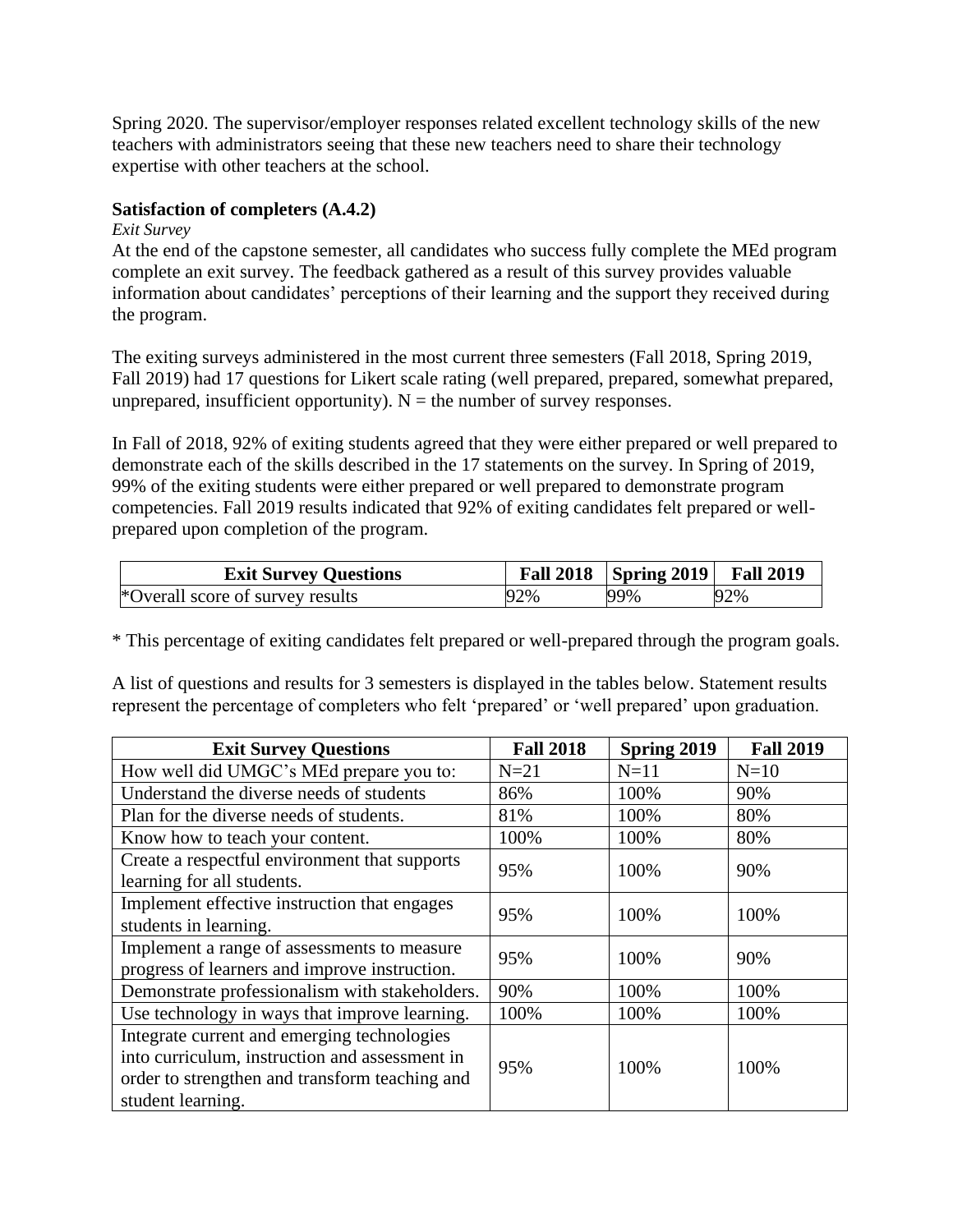Spring 2020. The supervisor/employer responses related excellent technology skills of the new teachers with administrators seeing that these new teachers need to share their technology expertise with other teachers at the school.

**Satisfaction of completers (A.4.2)**

*Exit Survey*

At the end of the capstone semester, all candidates who success fully complete the MEd program complete an exit survey. The feedback gathered as a result of this survey provides valuable information about candidates' perceptions of their learning and the support they received during the program.

The exiting surveys administered in the most current three semesters (Fall 2018, Spring 2019, Fall 2019) had 17 questions for Likert scale rating (well prepared, prepared, somewhat prepared, unprepared, insufficient opportunity). N = the number of survey responses.

In Fall of 2018, 92% of exiting students agreed that they were either prepared or well prepared to demonstrate each of the skills described in the 17 statements on the survey. In Spring of 2019, 99% of the exiting students were either prepared or well prepared to demonstrate program competencies. Fall 2019 results indicated that 92% of exiting candidates felt prepared or well-prepared upon completion of the program.

| Exit Survey Questions | Fall 2018 | Spring 2019 | Fall 2019 |
|---|---|---|---|
| *Overall score of survey results | 92% | 99% | 92% |

* This percentage of exiting candidates felt prepared or well-prepared through the program goals.

A list of questions and results for 3 semesters is displayed in the tables below. Statement results represent the percentage of completers who felt 'prepared' or 'well prepared' upon graduation.

| Exit Survey Questions | Fall 2018 | Spring 2019 | Fall 2019 |
|---|---|---|---|
| How well did UMGC's MEd prepare you to: | N=21 | N=11 | N=10 |
| Understand the diverse needs of students | 86% | 100% | 90% |
| Plan for the diverse needs of students. | 81% | 100% | 80% |
| Know how to teach your content. | 100% | 100% | 80% |
| Create a respectful environment that supports learning for all students. | 95% | 100% | 90% |
| Implement effective instruction that engages students in learning. | 95% | 100% | 100% |
| Implement a range of assessments to measure progress of learners and improve instruction. | 95% | 100% | 90% |
| Demonstrate professionalism with stakeholders. | 90% | 100% | 100% |
| Use technology in ways that improve learning. | 100% | 100% | 100% |
| Integrate current and emerging technologies into curriculum, instruction and assessment in order to strengthen and transform teaching and student learning. | 95% | 100% | 100% |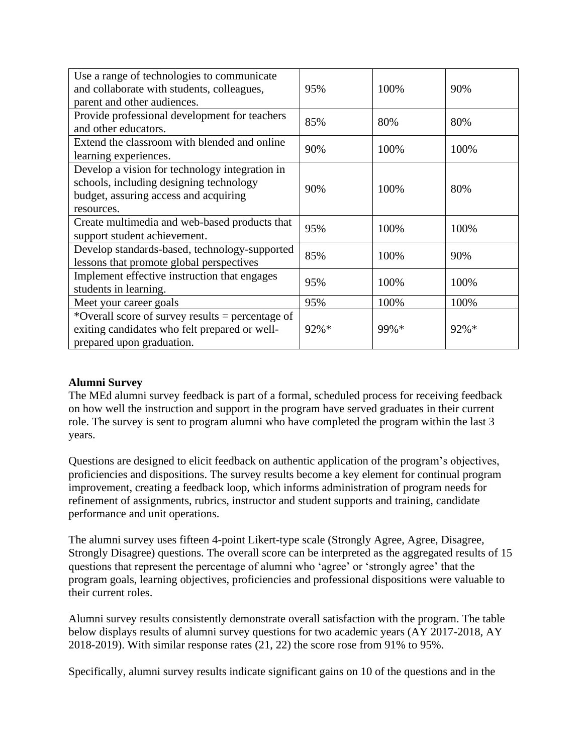| | | | |
|---|---|---|---|
| Use a range of technologies to communicate and collaborate with students, colleagues, parent and other audiences. | 95% | 100% | 90% |
| Provide professional development for teachers and other educators. | 85% | 80% | 80% |
| Extend the classroom with blended and online learning experiences. | 90% | 100% | 100% |
| Develop a vision for technology integration in schools, including designing technology budget, assuring access and acquiring resources. | 90% | 100% | 80% |
| Create multimedia and web-based products that support student achievement. | 95% | 100% | 100% |
| Develop standards-based, technology-supported lessons that promote global perspectives | 85% | 100% | 90% |
| Implement effective instruction that engages students in learning. | 95% | 100% | 100% |
| Meet your career goals | 95% | 100% | 100% |
| *Overall score of survey results = percentage of exiting candidates who felt prepared or well-prepared upon graduation. | 92%* | 99%* | 92%* |

**Alumni Survey**

The MEd alumni survey feedback is part of a formal, scheduled process for receiving feedback on how well the instruction and support in the program have served graduates in their current role. The survey is sent to program alumni who have completed the program within the last 3 years.

Questions are designed to elicit feedback on authentic application of the program's objectives, proficiencies and dispositions. The survey results become a key element for continual program improvement, creating a feedback loop, which informs administration of program needs for refinement of assignments, rubrics, instructor and student supports and training, candidate performance and unit operations.

The alumni survey uses fifteen 4-point Likert-type scale (Strongly Agree, Agree, Disagree, Strongly Disagree) questions. The overall score can be interpreted as the aggregated results of 15 questions that represent the percentage of alumni who 'agree' or 'strongly agree' that the program goals, learning objectives, proficiencies and professional dispositions were valuable to their current roles.

Alumni survey results consistently demonstrate overall satisfaction with the program. The table below displays results of alumni survey questions for two academic years (AY 2017-2018, AY 2018-2019). With similar response rates (21, 22) the score rose from 91% to 95%.

Specifically, alumni survey results indicate significant gains on 10 of the questions and in the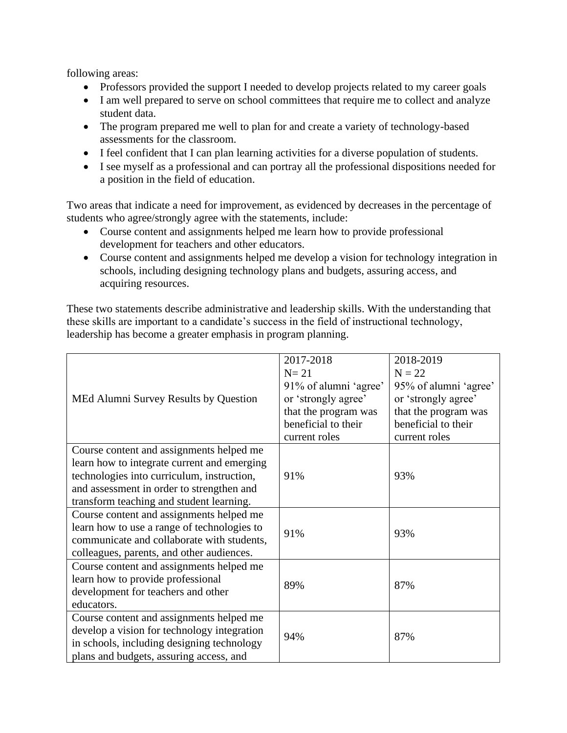following areas:

- Professors provided the support I needed to develop projects related to my career goals
- I am well prepared to serve on school committees that require me to collect and analyze student data.
- The program prepared me well to plan for and create a variety of technology-based assessments for the classroom.
- I feel confident that I can plan learning activities for a diverse population of students.
- I see myself as a professional and can portray all the professional dispositions needed for a position in the field of education.

Two areas that indicate a need for improvement, as evidenced by decreases in the percentage of students who agree/strongly agree with the statements, include:

- Course content and assignments helped me learn how to provide professional development for teachers and other educators.
- Course content and assignments helped me develop a vision for technology integration in schools, including designing technology plans and budgets, assuring access, and acquiring resources.

These two statements describe administrative and leadership skills. With the understanding that these skills are important to a candidate's success in the field of instructional technology, leadership has become a greater emphasis in program planning.

| MEd Alumni Survey Results by Question | 2017-2018 N= 21 91% of alumni 'agree' or 'strongly agree' that the program was beneficial to their current roles | 2018-2019 N = 22 95% of alumni 'agree' or 'strongly agree' that the program was beneficial to their current roles |
|---|---|---|
| Course content and assignments helped me learn how to integrate current and emerging technologies into curriculum, instruction, and assessment in order to strengthen and transform teaching and student learning. | 91% | 93% |
| Course content and assignments helped me learn how to use a range of technologies to communicate and collaborate with students, colleagues, parents, and other audiences. | 91% | 93% |
| Course content and assignments helped me learn how to provide professional development for teachers and other educators. | 89% | 87% |
| Course content and assignments helped me develop a vision for technology integration in schools, including designing technology plans and budgets, assuring access, and | 94% | 87% |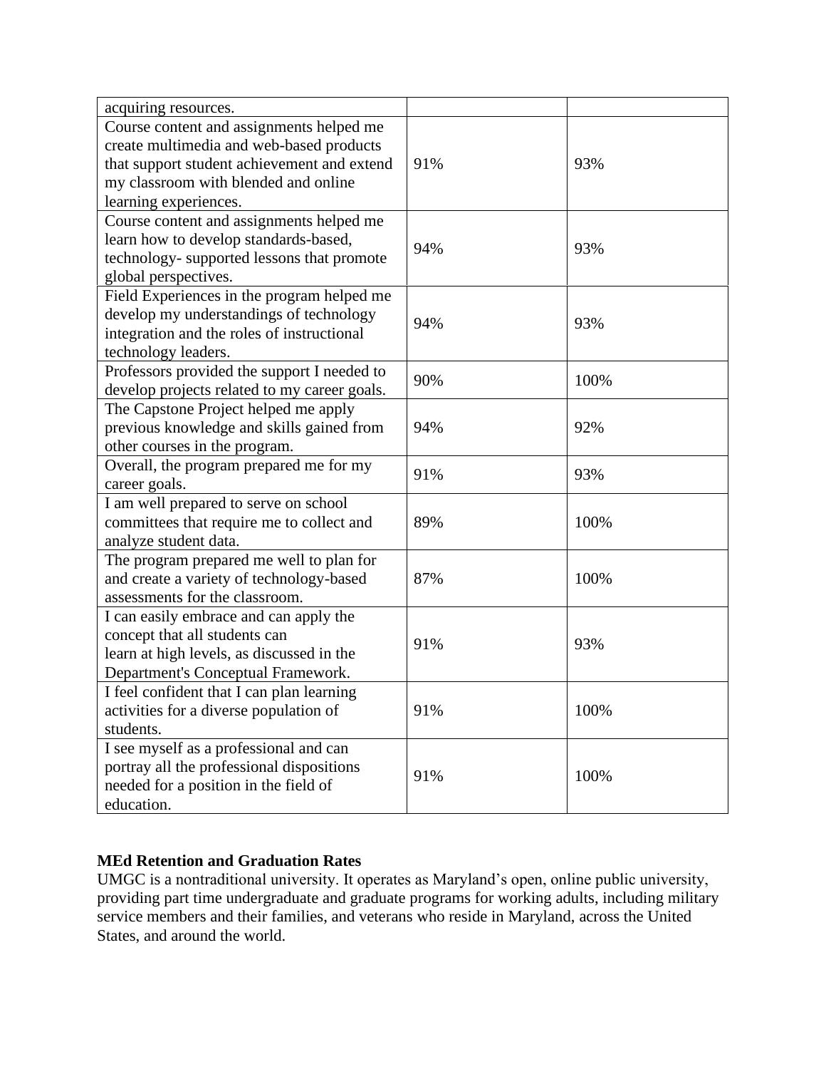| | | |
|---|---|---|
| acquiring resources. | | |
| Course content and assignments helped me create multimedia and web-based products that support student achievement and extend my classroom with blended and online learning experiences. | 91% | 93% |
| Course content and assignments helped me learn how to develop standards-based, technology- supported lessons that promote global perspectives. | 94% | 93% |
| Field Experiences in the program helped me develop my understandings of technology integration and the roles of instructional technology leaders. | 94% | 93% |
| Professors provided the support I needed to develop projects related to my career goals. | 90% | 100% |
| The Capstone Project helped me apply previous knowledge and skills gained from other courses in the program. | 94% | 92% |
| Overall, the program prepared me for my career goals. | 91% | 93% |
| I am well prepared to serve on school committees that require me to collect and analyze student data. | 89% | 100% |
| The program prepared me well to plan for and create a variety of technology-based assessments for the classroom. | 87% | 100% |
| I can easily embrace and can apply the concept that all students can learn at high levels, as discussed in the Department's Conceptual Framework. | 91% | 93% |
| I feel confident that I can plan learning activities for a diverse population of students. | 91% | 100% |
| I see myself as a professional and can portray all the professional dispositions needed for a position in the field of education. | 91% | 100% |

**MEd Retention and Graduation Rates**

UMGC is a nontraditional university. It operates as Maryland's open, online public university, providing part time undergraduate and graduate programs for working adults, including military service members and their families, and veterans who reside in Maryland, across the United States, and around the world.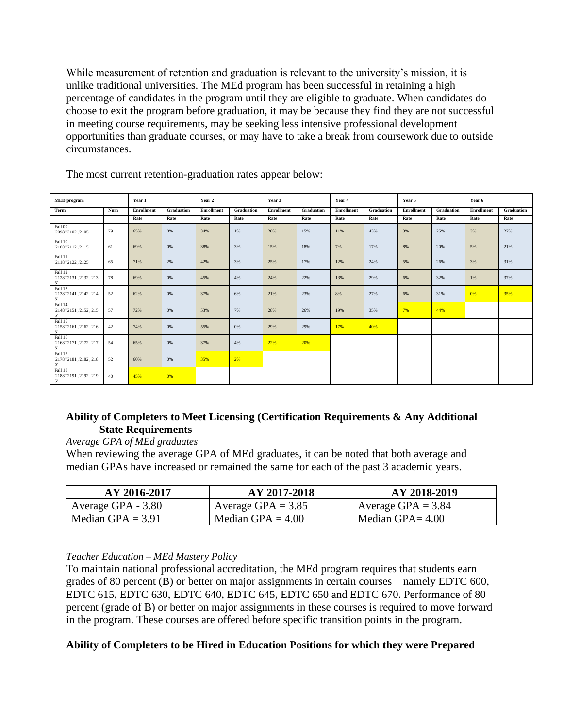While measurement of retention and graduation is relevant to the university's mission, it is unlike traditional universities. The MEd program has been successful in retaining a high percentage of candidates in the program until they are eligible to graduate. When candidates do choose to exit the program before graduation, it may be because they find they are not successful in meeting course requirements, may be seeking less intensive professional development opportunities than graduate courses, or may have to take a break from coursework due to outside circumstances.

The most current retention-graduation rates appear below:

| MED program | | Year 1 | | Year 2 | | Year 3 | | Year 4 | | Year 5 | | Year 6 | |
|---|---|---|---|---|---|---|---|---|---|---|---|---|---|
| Term | Num | Enrollment | Graduation | Enrollment | Graduation | Enrollment | Graduation | Enrollment | Graduation | Enrollment | Graduation | Enrollment | Graduation |
| | | Rate | Rate | Rate | Rate | Rate | Rate | Rate | Rate | Rate | Rate | Rate | Rate |
| Fall 09 '2098','2102','2105' | 79 | 65% | 0% | 34% | 1% | 20% | 15% | 11% | 43% | 3% | 25% | 3% | 27% |
| Fall 10 '2108','2112','2115' | 61 | 69% | 0% | 38% | 3% | 15% | 18% | 7% | 17% | 8% | 20% | 5% | 21% |
| Fall 11 '2118','2122','2125' | 65 | 71% | 2% | 42% | 3% | 25% | 17% | 12% | 24% | 5% | 26% | 3% | 31% |
| Fall 12 '2128','2131','2132','2135' | 78 | 69% | 0% | 45% | 4% | 24% | 22% | 13% | 29% | 6% | 32% | 1% | 37% |
| Fall 13 '2138','2141','2142','2145' | 52 | 62% | 0% | 37% | 6% | 21% | 23% | 8% | 27% | 6% | 31% | 0% | 35% |
| Fall 14 '2148','2151','2152','2155' | 57 | 72% | 0% | 53% | 7% | 28% | 26% | 19% | 35% | 7% | 44% | | |
| Fall 15 '2158','2161','2162','2165' | 42 | 74% | 0% | 55% | 0% | 29% | 29% | 17% | 40% | | | | |
| Fall 16 '2168','2171','2172','2175' | 54 | 65% | 0% | 37% | 4% | 22% | 20% | | | | | | |
| Fall 17 '2178','2181','2182','2185' | 52 | 60% | 0% | 35% | 2% | | | | | | | | |
| Fall 18 '2188','2191','2192','2195' | 40 | 45% | 0% | | | | | | | | | | |

### Ability of Completers to Meet Licensing (Certification Requirements & Any Additional State Requirements

*Average GPA of MEd graduates*

When reviewing the average GPA of MEd graduates, it can be noted that both average and median GPAs have increased or remained the same for each of the past 3 academic years.

| AY 2016-2017 | AY 2017-2018 | AY 2018-2019 |
|---|---|---|
| Average GPA - 3.80 | Average GPA = 3.85 | Average GPA = 3.84 |
| Median GPA = 3.91 | Median GPA = 4.00 | Median GPA= 4.00 |

*Teacher Education – MEd Mastery Policy*

To maintain national professional accreditation, the MEd program requires that students earn grades of 80 percent (B) or better on major assignments in certain courses—namely EDTC 600, EDTC 615, EDTC 630, EDTC 640, EDTC 645, EDTC 650 and EDTC 670. Performance of 80 percent (grade of B) or better on major assignments in these courses is required to move forward in the program. These courses are offered before specific transition points in the program.

### Ability of Completers to be Hired in Education Positions for which they were Prepared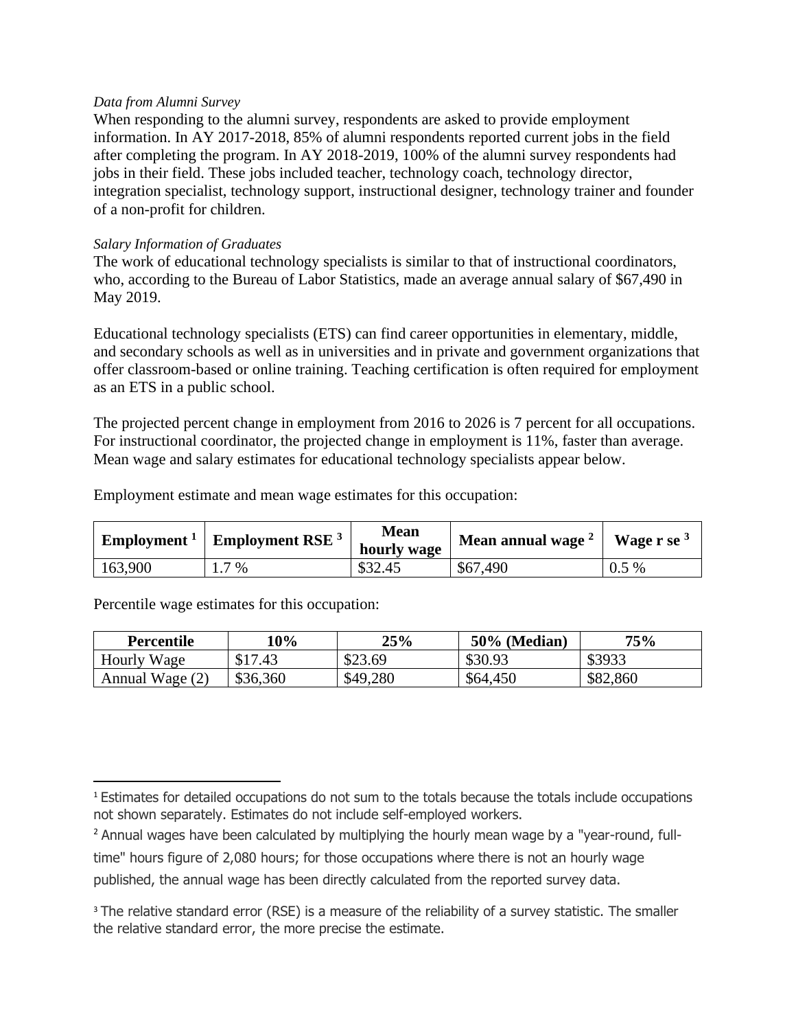*Data from Alumni Survey*

When responding to the alumni survey, respondents are asked to provide employment information. In AY 2017-2018, 85% of alumni respondents reported current jobs in the field after completing the program. In AY 2018-2019, 100% of the alumni survey respondents had jobs in their field. These jobs included teacher, technology coach, technology director, integration specialist, technology support, instructional designer, technology trainer and founder of a non-profit for children.

*Salary Information of Graduates*

The work of educational technology specialists is similar to that of instructional coordinators, who, according to the Bureau of Labor Statistics, made an average annual salary of $67,490 in May 2019.

Educational technology specialists (ETS) can find career opportunities in elementary, middle, and secondary schools as well as in universities and in private and government organizations that offer classroom-based or online training. Teaching certification is often required for employment as an ETS in a public school.

The projected percent change in employment from 2016 to 2026 is 7 percent for all occupations. For instructional coordinator, the projected change in employment is 11%, faster than average. Mean wage and salary estimates for educational technology specialists appear below.

Employment estimate and mean wage estimates for this occupation:

| **Employment** [1] | **Employment RSE** [3] | **Mean hourly wage** | **Mean annual wage** [2] | **Wage r se** [3] |
|---|---|---|---|---|
| 163,900 | 1.7 % | $32.45 | $67,490 | 0.5 % |

Percentile wage estimates for this occupation:

| **Percentile** | **10%** | **25%** | **50% (Median)** | **75%** |
|---|---|---|---|---|
| Hourly Wage | $17.43 | $23.69 | $30.93 | $3933 |
| Annual Wage (2) | $36,360 | $49,280 | $64,450 | $82,860 |

[1] Estimates for detailed occupations do not sum to the totals because the totals include occupations not shown separately. Estimates do not include self-employed workers.

[2] Annual wages have been calculated by multiplying the hourly mean wage by a "year-round, full-time" hours figure of 2,080 hours; for those occupations where there is not an hourly wage published, the annual wage has been directly calculated from the reported survey data.

[3] The relative standard error (RSE) is a measure of the reliability of a survey statistic. The smaller the relative standard error, the more precise the estimate.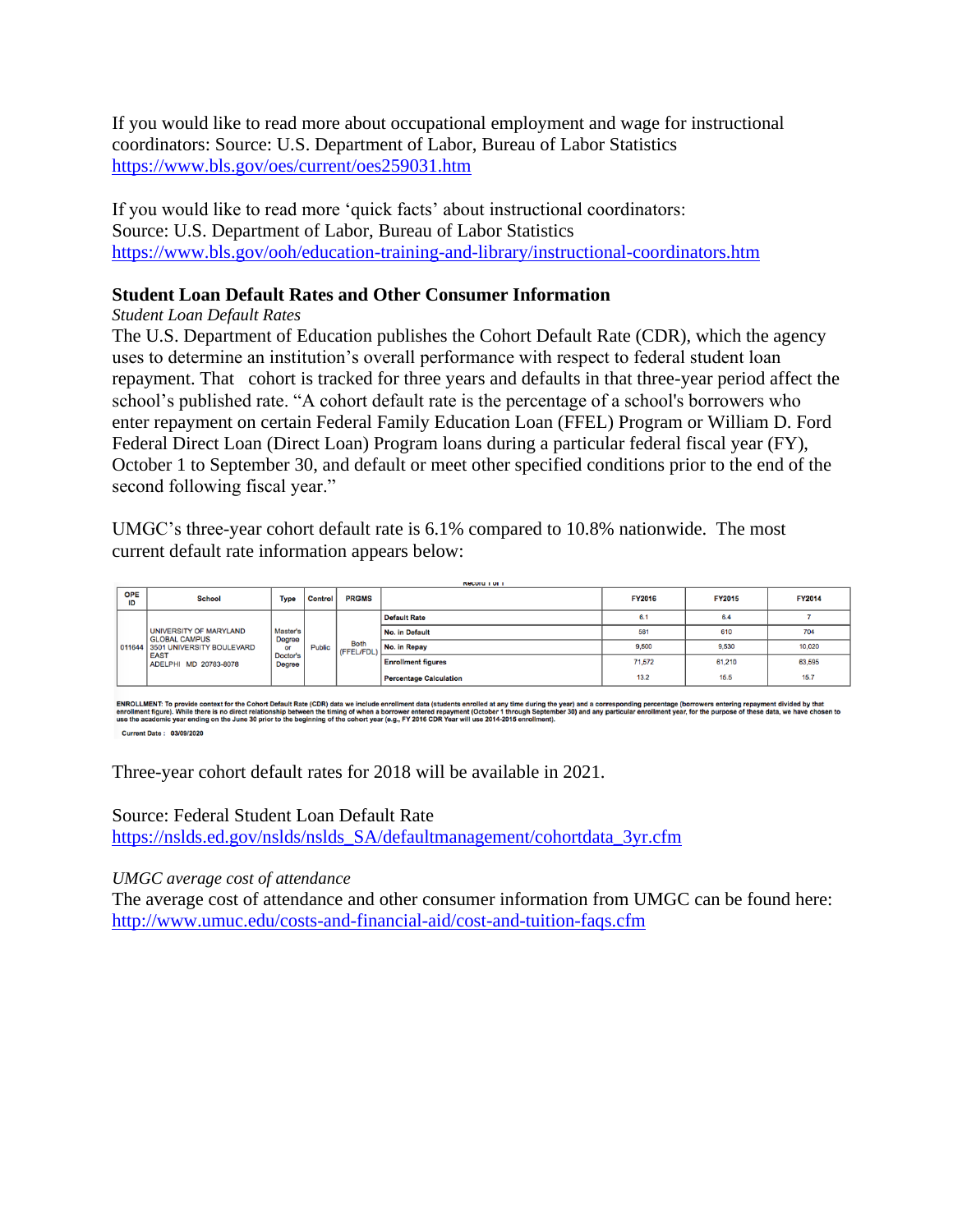If you would like to read more about occupational employment and wage for instructional coordinators: Source: U.S. Department of Labor, Bureau of Labor Statistics
https://www.bls.gov/oes/current/oes259031.htm

If you would like to read more 'quick facts' about instructional coordinators:
Source: U.S. Department of Labor, Bureau of Labor Statistics
https://www.bls.gov/ooh/education-training-and-library/instructional-coordinators.htm

### Student Loan Default Rates and Other Consumer Information

*Student Loan Default Rates*

The U.S. Department of Education publishes the Cohort Default Rate (CDR), which the agency uses to determine an institution's overall performance with respect to federal student loan repayment. That cohort is tracked for three years and defaults in that three-year period affect the school's published rate. "A cohort default rate is the percentage of a school's borrowers who enter repayment on certain Federal Family Education Loan (FFEL) Program or William D. Ford Federal Direct Loan (Direct Loan) Program loans during a particular federal fiscal year (FY), October 1 to September 30, and default or meet other specified conditions prior to the end of the second following fiscal year."

UMGC's three-year cohort default rate is 6.1% compared to 10.8% nationwide. The most current default rate information appears below:

Record 1 of 1

| OPE ID | School | Type | Control | PRGMS | | FY2016 | FY2015 | FY2014 |
|---|---|---|---|---|---|---|---|---|
| 011644 | UNIVERSITY OF MARYLAND GLOBAL CAMPUS 3501 UNIVERSITY BOULEVARD EAST ADELPHI MD 20783-8078 | Master's Degree or Doctor's Degree | Public | Both (FFEL/FDL) | Default Rate | 6.1 | 6.4 | 7 |
| | | | | | No. in Default | 581 | 610 | 704 |
| | | | | | No. in Repay | 9,500 | 9,530 | 10,020 |
| | | | | | Enrollment figures | 71,572 | 61,210 | 63,595 |
| | | | | | Percentage Calculation | 13.2 | 15.5 | 15.7 |

ENROLLMENT: To provide context for the Cohort Default Rate (CDR) data we include enrollment data (students enrolled at any time during the year) and a corresponding percentage (borrowers entering repayment divided by that enrollment figure). While there is no direct relationship between the timing of when a borrower entered repayment (October 1 through September 30) and any particular enrollment year, for the purpose of these data, we have chosen to use the academic year ending on the June 30 prior to the beginning of the cohort year (e.g., FY 2016 CDR Year will use 2014-2015 enrollment).

Current Date : 03/09/2020

Three-year cohort default rates for 2018 will be available in 2021.

Source: Federal Student Loan Default Rate
https://nslds.ed.gov/nslds/nslds_SA/defaultmanagement/cohortdata_3yr.cfm

*UMGC average cost of attendance*

The average cost of attendance and other consumer information from UMGC can be found here:
http://www.umuc.edu/costs-and-financial-aid/cost-and-tuition-faqs.cfm